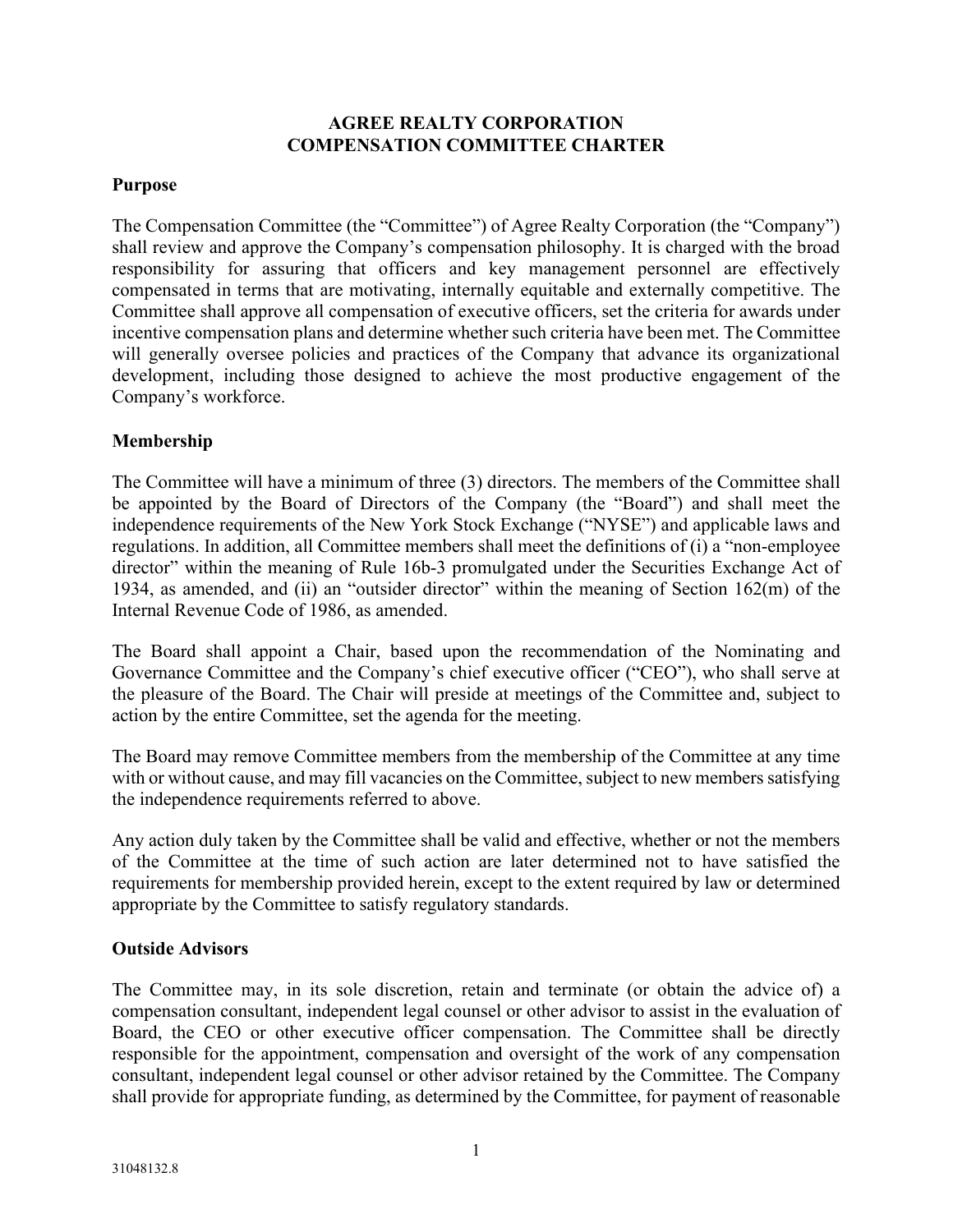# AGREE REALTY CORPORATION
# COMPENSATION COMMITTEE CHARTER

## Purpose

The Compensation Committee (the "Committee") of Agree Realty Corporation (the "Company") shall review and approve the Company's compensation philosophy. It is charged with the broad responsibility for assuring that officers and key management personnel are effectively compensated in terms that are motivating, internally equitable and externally competitive. The Committee shall approve all compensation of executive officers, set the criteria for awards under incentive compensation plans and determine whether such criteria have been met. The Committee will generally oversee policies and practices of the Company that advance its organizational development, including those designed to achieve the most productive engagement of the Company's workforce.

## Membership

The Committee will have a minimum of three (3) directors. The members of the Committee shall be appointed by the Board of Directors of the Company (the "Board") and shall meet the independence requirements of the New York Stock Exchange ("NYSE") and applicable laws and regulations. In addition, all Committee members shall meet the definitions of (i) a "non-employee director" within the meaning of Rule 16b-3 promulgated under the Securities Exchange Act of 1934, as amended, and (ii) an "outsider director" within the meaning of Section 162(m) of the Internal Revenue Code of 1986, as amended.

The Board shall appoint a Chair, based upon the recommendation of the Nominating and Governance Committee and the Company's chief executive officer ("CEO"), who shall serve at the pleasure of the Board. The Chair will preside at meetings of the Committee and, subject to action by the entire Committee, set the agenda for the meeting.

The Board may remove Committee members from the membership of the Committee at any time with or without cause, and may fill vacancies on the Committee, subject to new members satisfying the independence requirements referred to above.

Any action duly taken by the Committee shall be valid and effective, whether or not the members of the Committee at the time of such action are later determined not to have satisfied the requirements for membership provided herein, except to the extent required by law or determined appropriate by the Committee to satisfy regulatory standards.

## Outside Advisors

The Committee may, in its sole discretion, retain and terminate (or obtain the advice of) a compensation consultant, independent legal counsel or other advisor to assist in the evaluation of Board, the CEO or other executive officer compensation. The Committee shall be directly responsible for the appointment, compensation and oversight of the work of any compensation consultant, independent legal counsel or other advisor retained by the Committee. The Company shall provide for appropriate funding, as determined by the Committee, for payment of reasonable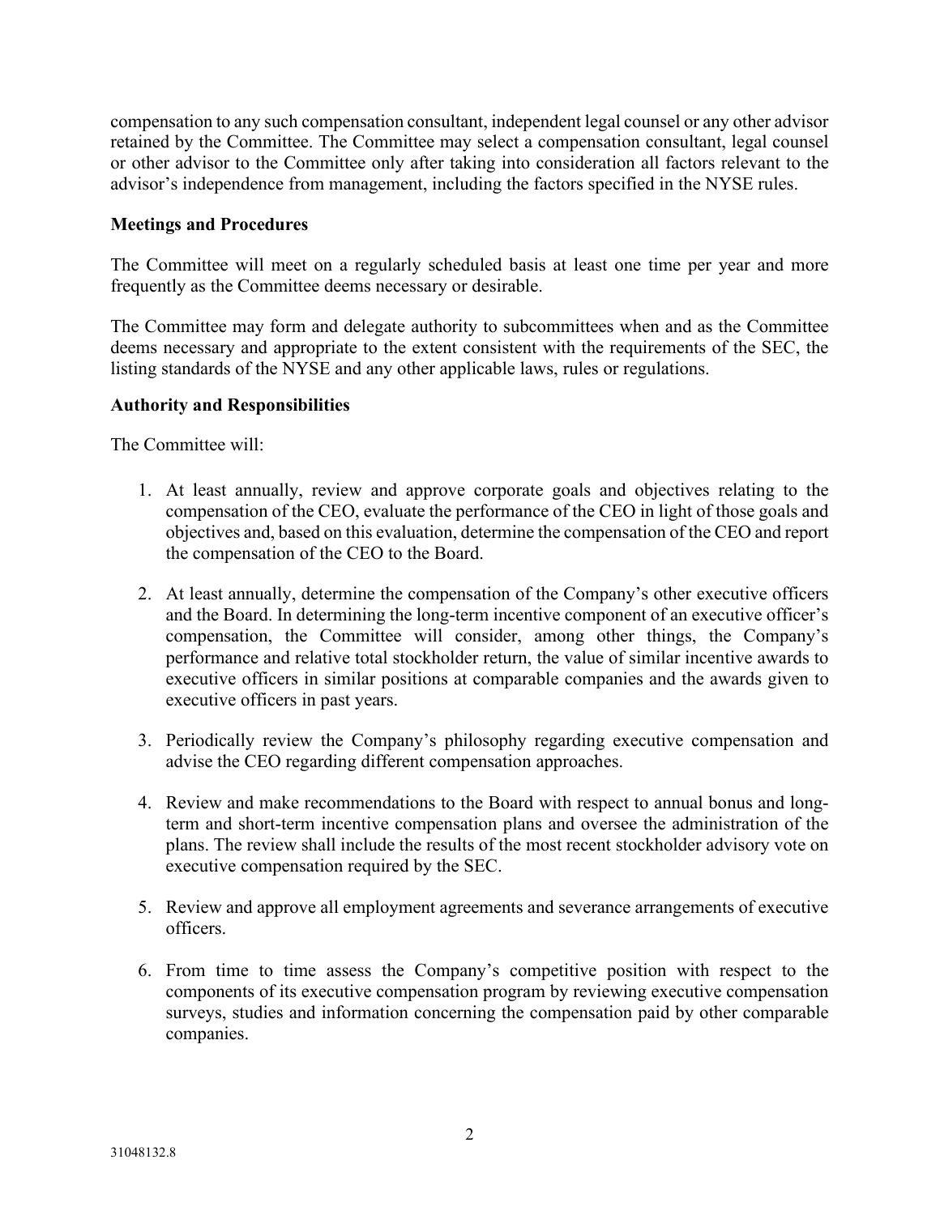compensation to any such compensation consultant, independent legal counsel or any other advisor retained by the Committee. The Committee may select a compensation consultant, legal counsel or other advisor to the Committee only after taking into consideration all factors relevant to the advisor's independence from management, including the factors specified in the NYSE rules.

**Meetings and Procedures**

The Committee will meet on a regularly scheduled basis at least one time per year and more frequently as the Committee deems necessary or desirable.

The Committee may form and delegate authority to subcommittees when and as the Committee deems necessary and appropriate to the extent consistent with the requirements of the SEC, the listing standards of the NYSE and any other applicable laws, rules or regulations.

**Authority and Responsibilities**

The Committee will:

1. At least annually, review and approve corporate goals and objectives relating to the compensation of the CEO, evaluate the performance of the CEO in light of those goals and objectives and, based on this evaluation, determine the compensation of the CEO and report the compensation of the CEO to the Board.

2. At least annually, determine the compensation of the Company's other executive officers and the Board. In determining the long-term incentive component of an executive officer's compensation, the Committee will consider, among other things, the Company's performance and relative total stockholder return, the value of similar incentive awards to executive officers in similar positions at comparable companies and the awards given to executive officers in past years.

3. Periodically review the Company's philosophy regarding executive compensation and advise the CEO regarding different compensation approaches.

4. Review and make recommendations to the Board with respect to annual bonus and long-term and short-term incentive compensation plans and oversee the administration of the plans. The review shall include the results of the most recent stockholder advisory vote on executive compensation required by the SEC.

5. Review and approve all employment agreements and severance arrangements of executive officers.

6. From time to time assess the Company's competitive position with respect to the components of its executive compensation program by reviewing executive compensation surveys, studies and information concerning the compensation paid by other comparable companies.

31048132.8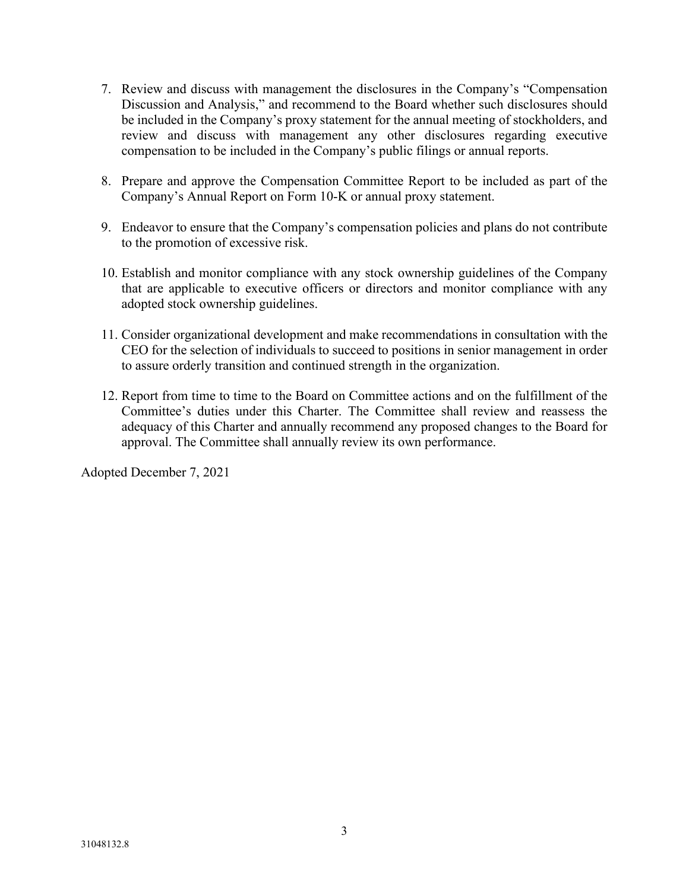7. Review and discuss with management the disclosures in the Company's "Compensation Discussion and Analysis," and recommend to the Board whether such disclosures should be included in the Company's proxy statement for the annual meeting of stockholders, and review and discuss with management any other disclosures regarding executive compensation to be included in the Company's public filings or annual reports.

8. Prepare and approve the Compensation Committee Report to be included as part of the Company's Annual Report on Form 10-K or annual proxy statement.

9. Endeavor to ensure that the Company's compensation policies and plans do not contribute to the promotion of excessive risk.

10. Establish and monitor compliance with any stock ownership guidelines of the Company that are applicable to executive officers or directors and monitor compliance with any adopted stock ownership guidelines.

11. Consider organizational development and make recommendations in consultation with the CEO for the selection of individuals to succeed to positions in senior management in order to assure orderly transition and continued strength in the organization.

12. Report from time to time to the Board on Committee actions and on the fulfillment of the Committee's duties under this Charter. The Committee shall review and reassess the adequacy of this Charter and annually recommend any proposed changes to the Board for approval. The Committee shall annually review its own performance.

Adopted December 7, 2021

31048132.8